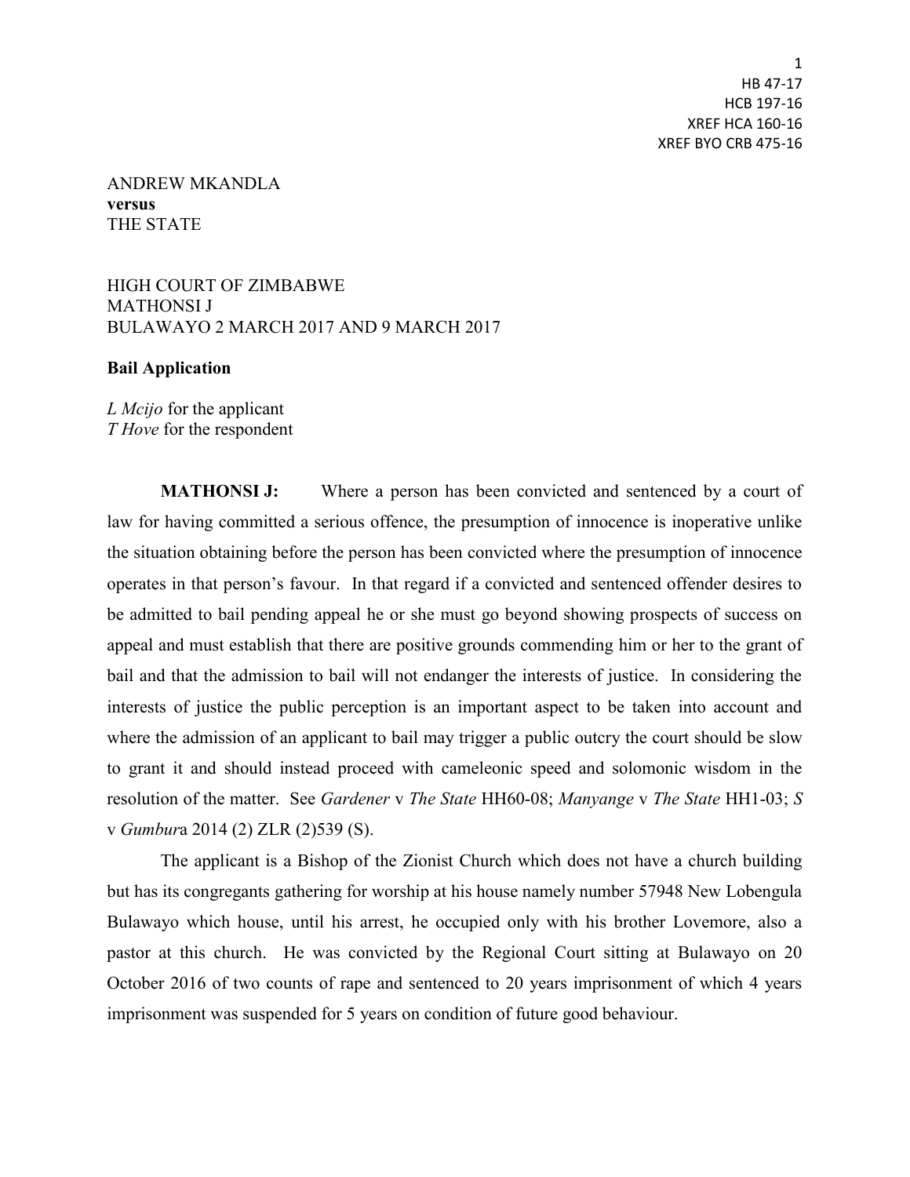HB 47-17
HCB 197-16
XREF HCA 160-16
XREF BYO CRB 475-16

ANDREW MKANDLA
**versus**
THE STATE

HIGH COURT OF ZIMBABWE
MATHONSI J
BULAWAYO 2 MARCH 2017 AND 9 MARCH 2017

**Bail Application**

*L Mcijo* for the applicant
*T Hove* for the respondent

**MATHONSI J:** Where a person has been convicted and sentenced by a court of law for having committed a serious offence, the presumption of innocence is inoperative unlike the situation obtaining before the person has been convicted where the presumption of innocence operates in that person's favour. In that regard if a convicted and sentenced offender desires to be admitted to bail pending appeal he or she must go beyond showing prospects of success on appeal and must establish that there are positive grounds commending him or her to the grant of bail and that the admission to bail will not endanger the interests of justice. In considering the interests of justice the public perception is an important aspect to be taken into account and where the admission of an applicant to bail may trigger a public outcry the court should be slow to grant it and should instead proceed with cameleonic speed and solomonic wisdom in the resolution of the matter. See *Gardener* v *The State* HH60-08; *Manyange* v *The State* HH1-03; *S* v *Gumbur*a 2014 (2) ZLR (2)539 (S).

The applicant is a Bishop of the Zionist Church which does not have a church building but has its congregants gathering for worship at his house namely number 57948 New Lobengula Bulawayo which house, until his arrest, he occupied only with his brother Lovemore, also a pastor at this church. He was convicted by the Regional Court sitting at Bulawayo on 20 October 2016 of two counts of rape and sentenced to 20 years imprisonment of which 4 years imprisonment was suspended for 5 years on condition of future good behaviour.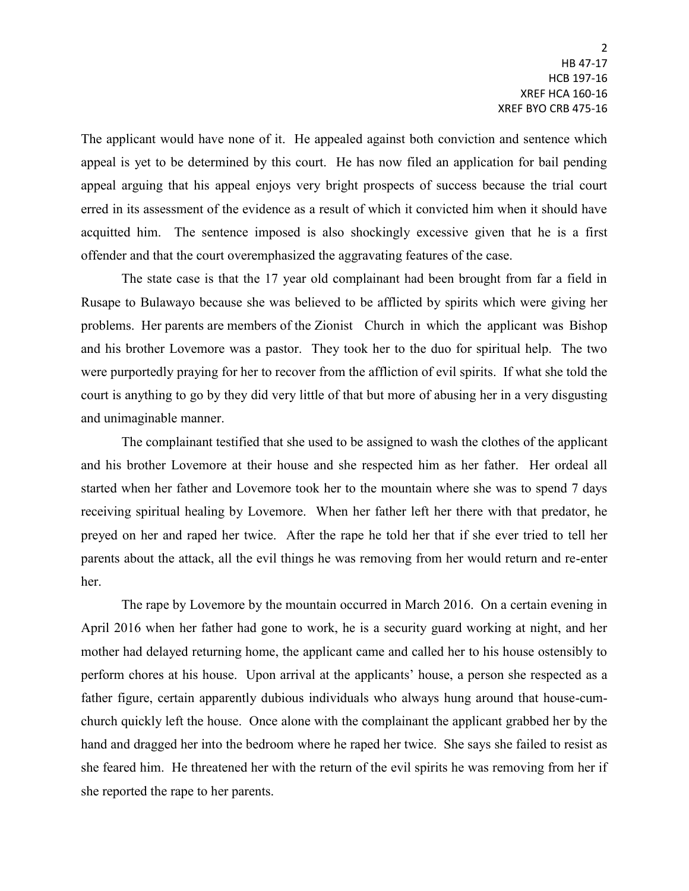The applicant would have none of it. He appealed against both conviction and sentence which appeal is yet to be determined by this court. He has now filed an application for bail pending appeal arguing that his appeal enjoys very bright prospects of success because the trial court erred in its assessment of the evidence as a result of which it convicted him when it should have acquitted him. The sentence imposed is also shockingly excessive given that he is a first offender and that the court overemphasized the aggravating features of the case.

The state case is that the 17 year old complainant had been brought from far a field in Rusape to Bulawayo because she was believed to be afflicted by spirits which were giving her problems. Her parents are members of the Zionist Church in which the applicant was Bishop and his brother Lovemore was a pastor. They took her to the duo for spiritual help. The two were purportedly praying for her to recover from the affliction of evil spirits. If what she told the court is anything to go by they did very little of that but more of abusing her in a very disgusting and unimaginable manner.

The complainant testified that she used to be assigned to wash the clothes of the applicant and his brother Lovemore at their house and she respected him as her father. Her ordeal all started when her father and Lovemore took her to the mountain where she was to spend 7 days receiving spiritual healing by Lovemore. When her father left her there with that predator, he preyed on her and raped her twice. After the rape he told her that if she ever tried to tell her parents about the attack, all the evil things he was removing from her would return and re-enter her.

The rape by Lovemore by the mountain occurred in March 2016. On a certain evening in April 2016 when her father had gone to work, he is a security guard working at night, and her mother had delayed returning home, the applicant came and called her to his house ostensibly to perform chores at his house. Upon arrival at the applicants' house, a person she respected as a father figure, certain apparently dubious individuals who always hung around that house-cum-church quickly left the house. Once alone with the complainant the applicant grabbed her by the hand and dragged her into the bedroom where he raped her twice. She says she failed to resist as she feared him. He threatened her with the return of the evil spirits he was removing from her if she reported the rape to her parents.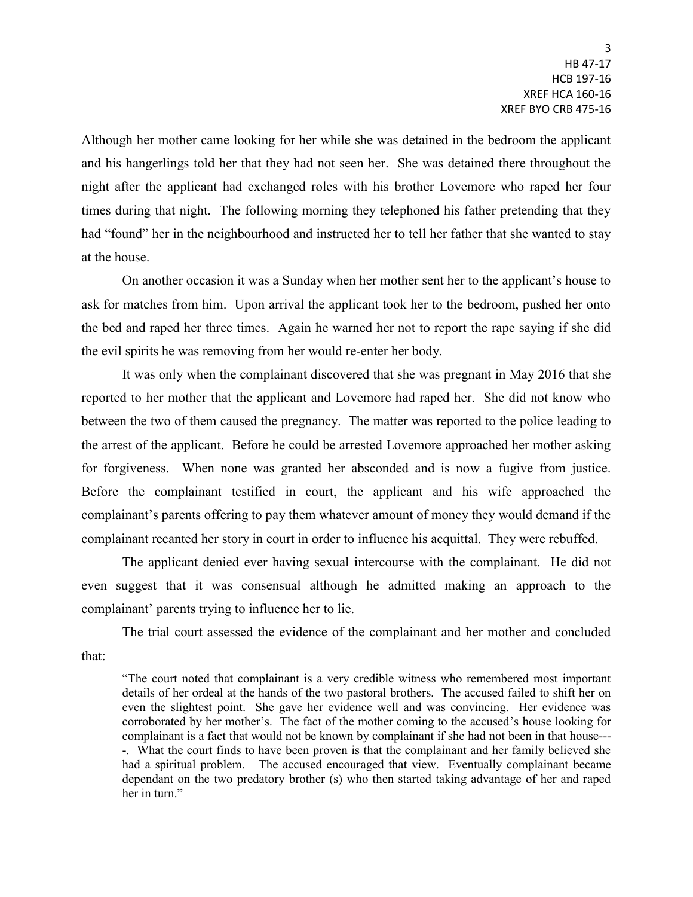Although her mother came looking for her while she was detained in the bedroom the applicant and his hangerlings told her that they had not seen her. She was detained there throughout the night after the applicant had exchanged roles with his brother Lovemore who raped her four times during that night. The following morning they telephoned his father pretending that they had "found" her in the neighbourhood and instructed her to tell her father that she wanted to stay at the house.

On another occasion it was a Sunday when her mother sent her to the applicant's house to ask for matches from him. Upon arrival the applicant took her to the bedroom, pushed her onto the bed and raped her three times. Again he warned her not to report the rape saying if she did the evil spirits he was removing from her would re-enter her body.

It was only when the complainant discovered that she was pregnant in May 2016 that she reported to her mother that the applicant and Lovemore had raped her. She did not know who between the two of them caused the pregnancy. The matter was reported to the police leading to the arrest of the applicant. Before he could be arrested Lovemore approached her mother asking for forgiveness. When none was granted her absconded and is now a fugive from justice. Before the complainant testified in court, the applicant and his wife approached the complainant's parents offering to pay them whatever amount of money they would demand if the complainant recanted her story in court in order to influence his acquittal. They were rebuffed.

The applicant denied ever having sexual intercourse with the complainant. He did not even suggest that it was consensual although he admitted making an approach to the complainant' parents trying to influence her to lie.

The trial court assessed the evidence of the complainant and her mother and concluded that:

> "The court noted that complainant is a very credible witness who remembered most important details of her ordeal at the hands of the two pastoral brothers. The accused failed to shift her on even the slightest point. She gave her evidence well and was convincing. Her evidence was corroborated by her mother's. The fact of the mother coming to the accused's house looking for complainant is a fact that would not be known by complainant if she had not been in that house----. What the court finds to have been proven is that the complainant and her family believed she had a spiritual problem. The accused encouraged that view. Eventually complainant became dependant on the two predatory brother (s) who then started taking advantage of her and raped her in turn."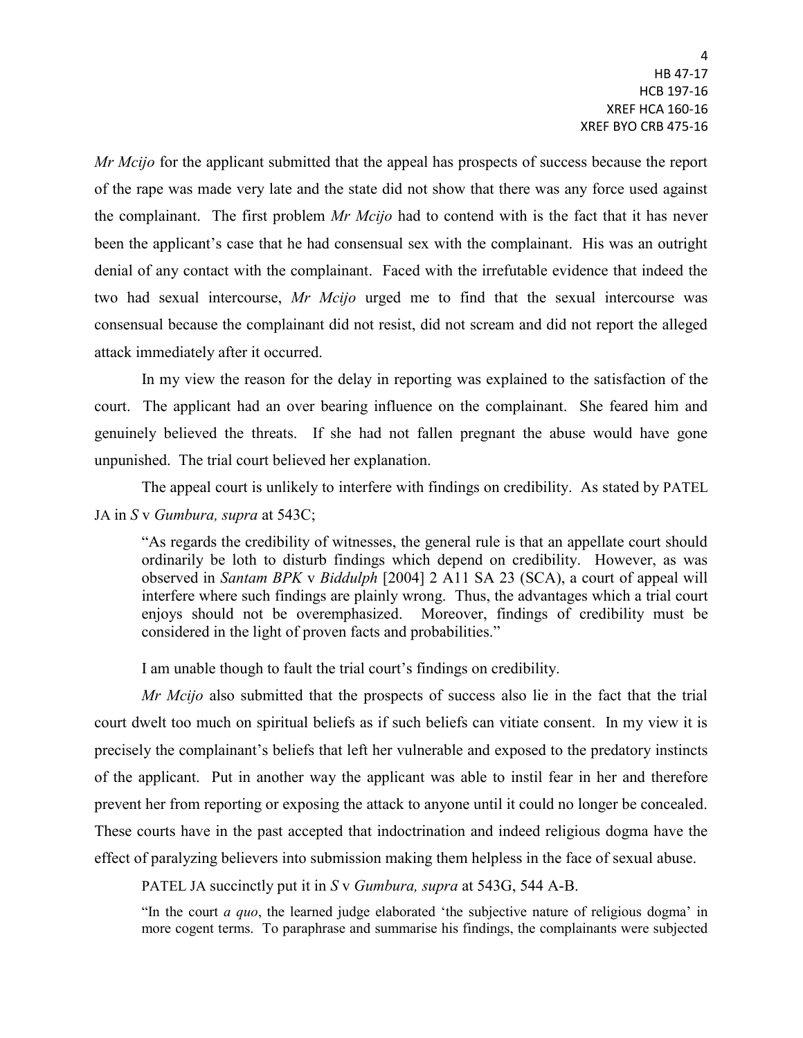*Mr Mcijo* for the applicant submitted that the appeal has prospects of success because the report of the rape was made very late and the state did not show that there was any force used against the complainant. The first problem *Mr Mcijo* had to contend with is the fact that it has never been the applicant's case that he had consensual sex with the complainant. His was an outright denial of any contact with the complainant. Faced with the irrefutable evidence that indeed the two had sexual intercourse, *Mr Mcijo* urged me to find that the sexual intercourse was consensual because the complainant did not resist, did not scream and did not report the alleged attack immediately after it occurred.

In my view the reason for the delay in reporting was explained to the satisfaction of the court. The applicant had an over bearing influence on the complainant. She feared him and genuinely believed the threats. If she had not fallen pregnant the abuse would have gone unpunished. The trial court believed her explanation.

The appeal court is unlikely to interfere with findings on credibility. As stated by PATEL JA in *S* v *Gumbura, supra* at 543C;

> "As regards the credibility of witnesses, the general rule is that an appellate court should ordinarily be loth to disturb findings which depend on credibility. However, as was observed in *Santam BPK* v *Biddulph* [2004] 2 A11 SA 23 (SCA), a court of appeal will interfere where such findings are plainly wrong. Thus, the advantages which a trial court enjoys should not be overemphasized. Moreover, findings of credibility must be considered in the light of proven facts and probabilities."

I am unable though to fault the trial court's findings on credibility.

*Mr Mcijo* also submitted that the prospects of success also lie in the fact that the trial court dwelt too much on spiritual beliefs as if such beliefs can vitiate consent. In my view it is precisely the complainant's beliefs that left her vulnerable and exposed to the predatory instincts of the applicant. Put in another way the applicant was able to instil fear in her and therefore prevent her from reporting or exposing the attack to anyone until it could no longer be concealed. These courts have in the past accepted that indoctrination and indeed religious dogma have the effect of paralyzing believers into submission making them helpless in the face of sexual abuse.

PATEL JA succinctly put it in *S* v *Gumbura, supra* at 543G, 544 A-B.

> "In the court *a quo*, the learned judge elaborated 'the subjective nature of religious dogma' in more cogent terms. To paraphrase and summarise his findings, the complainants were subjected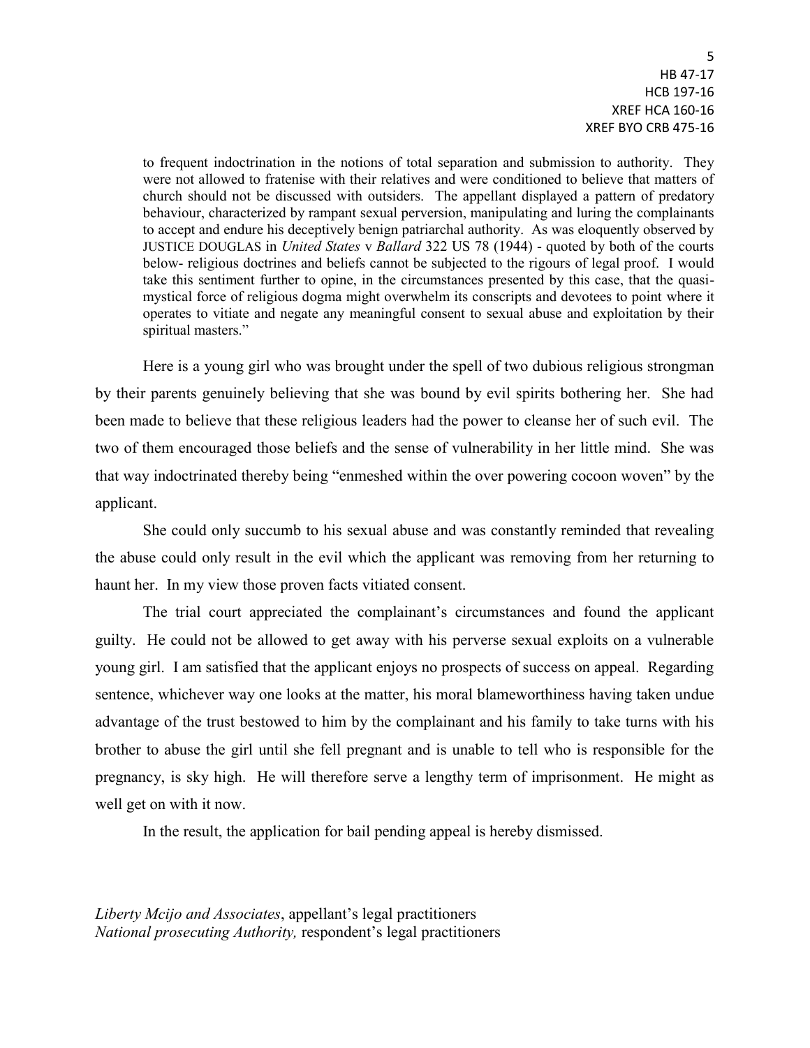> to frequent indoctrination in the notions of total separation and submission to authority. They were not allowed to fratenise with their relatives and were conditioned to believe that matters of church should not be discussed with outsiders. The appellant displayed a pattern of predatory behaviour, characterized by rampant sexual perversion, manipulating and luring the complainants to accept and endure his deceptively benign patriarchal authority. As was eloquently observed by JUSTICE DOUGLAS in *United States* v *Ballard* 322 US 78 (1944) - quoted by both of the courts below- religious doctrines and beliefs cannot be subjected to the rigours of legal proof. I would take this sentiment further to opine, in the circumstances presented by this case, that the quasi-mystical force of religious dogma might overwhelm its conscripts and devotees to point where it operates to vitiate and negate any meaningful consent to sexual abuse and exploitation by their spiritual masters."

Here is a young girl who was brought under the spell of two dubious religious strongman by their parents genuinely believing that she was bound by evil spirits bothering her. She had been made to believe that these religious leaders had the power to cleanse her of such evil. The two of them encouraged those beliefs and the sense of vulnerability in her little mind. She was that way indoctrinated thereby being "enmeshed within the over powering cocoon woven" by the applicant.

She could only succumb to his sexual abuse and was constantly reminded that revealing the abuse could only result in the evil which the applicant was removing from her returning to haunt her. In my view those proven facts vitiated consent.

The trial court appreciated the complainant's circumstances and found the applicant guilty. He could not be allowed to get away with his perverse sexual exploits on a vulnerable young girl. I am satisfied that the applicant enjoys no prospects of success on appeal. Regarding sentence, whichever way one looks at the matter, his moral blameworthiness having taken undue advantage of the trust bestowed to him by the complainant and his family to take turns with his brother to abuse the girl until she fell pregnant and is unable to tell who is responsible for the pregnancy, is sky high. He will therefore serve a lengthy term of imprisonment. He might as well get on with it now.

In the result, the application for bail pending appeal is hereby dismissed.

*Liberty Mcijo and Associates*, appellant's legal practitioners
*National prosecuting Authority,* respondent's legal practitioners